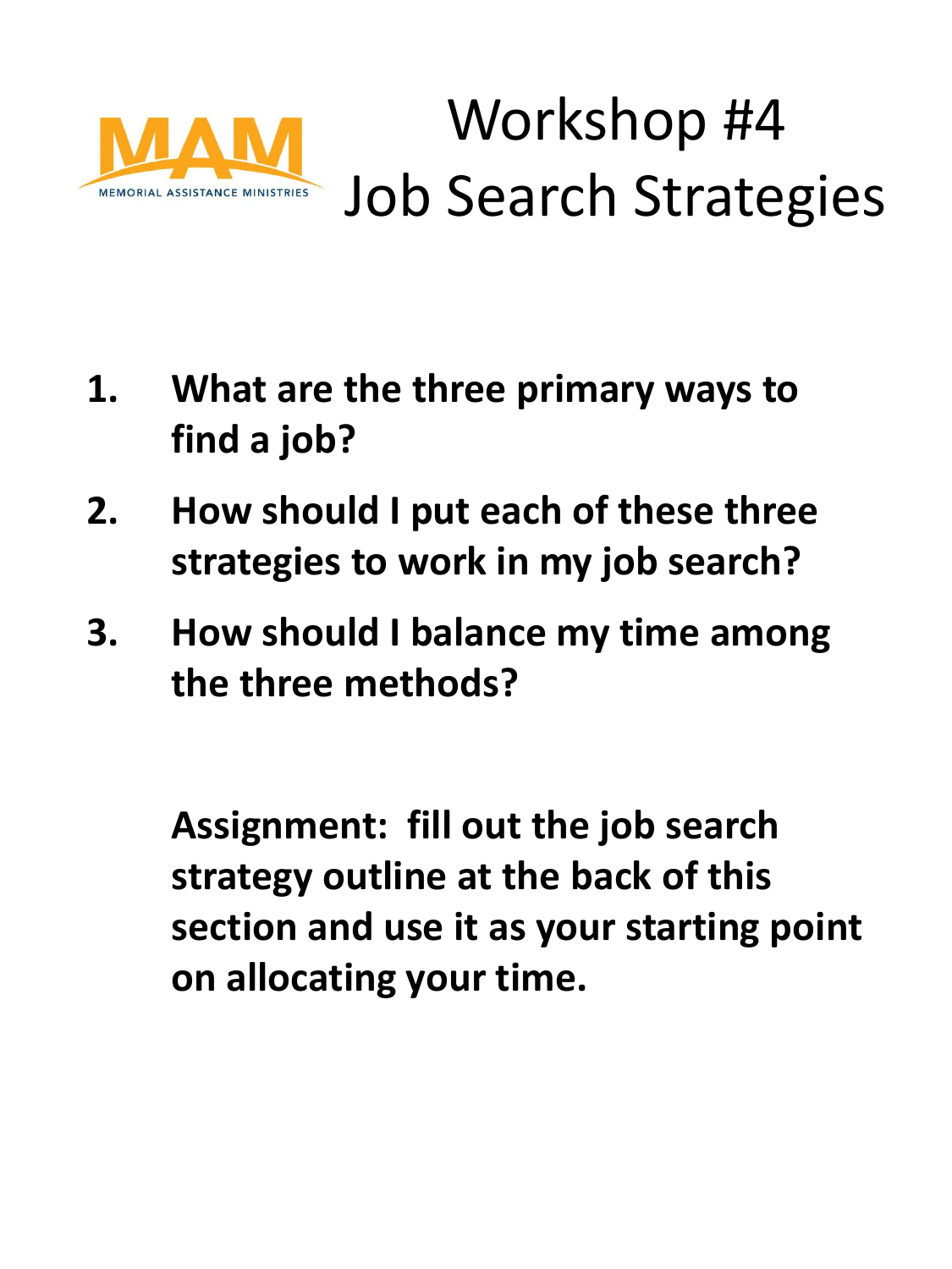MAM
MEMORIAL ASSISTANCE MINISTRIES

# Workshop #4
# Job Search Strategies

1. **What are the three primary ways to find a job?**
2. **How should I put each of these three strategies to work in my job search?**
3. **How should I balance my time among the three methods?**

**Assignment: fill out the job search strategy outline at the back of this section and use it as your starting point on allocating your time.**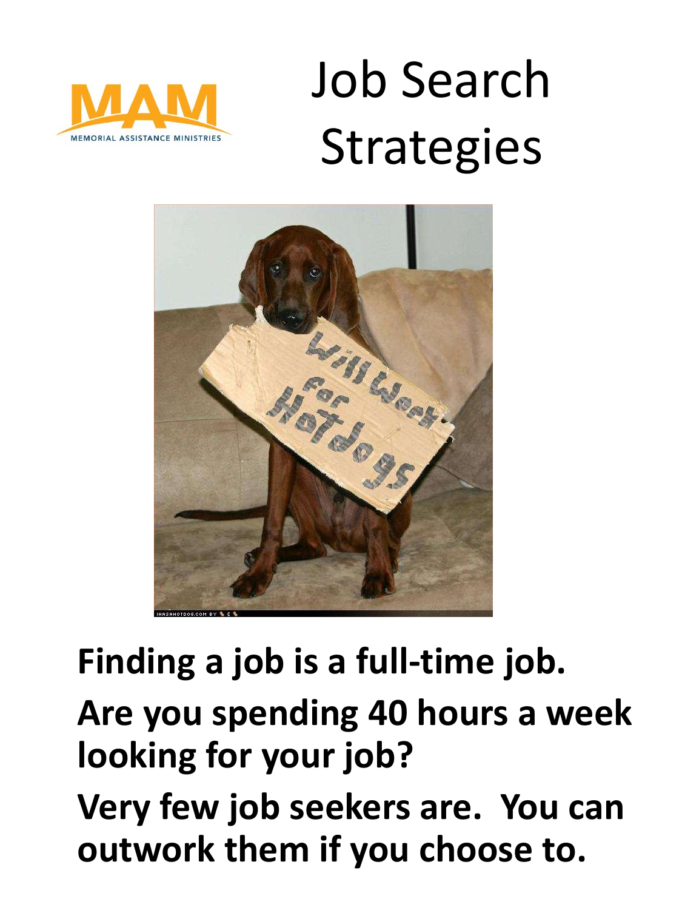MEMORIAL ASSISTANCE MINISTRIES

# Job Search Strategies

**Finding a job is a full-time job.**

**Are you spending 40 hours a week looking for your job?**

**Very few job seekers are. You can outwork them if you choose to.**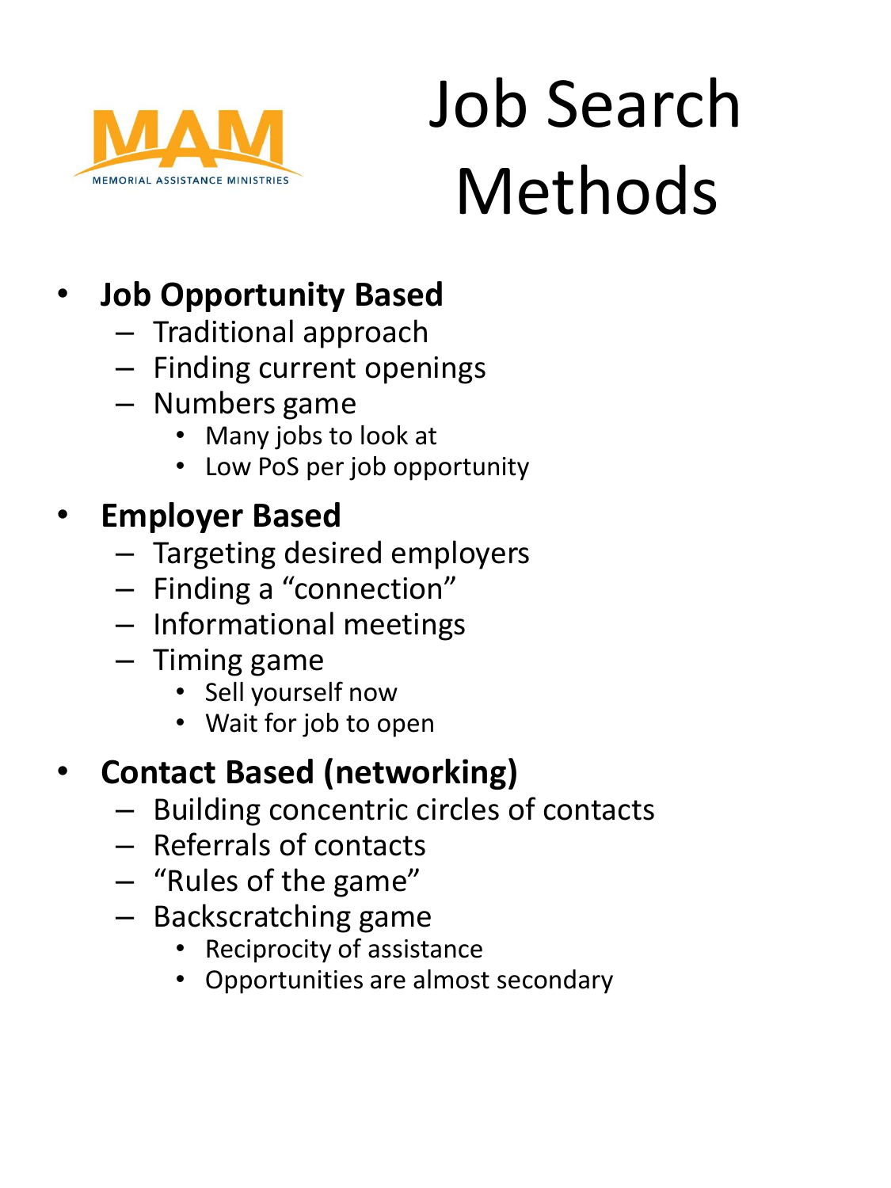MAM

MEMORIAL ASSISTANCE MINISTRIES

# Job Search Methods

- **Job Opportunity Based**
  - Traditional approach
  - Finding current openings
  - Numbers game
    - Many jobs to look at
    - Low PoS per job opportunity
- **Employer Based**
  - Targeting desired employers
  - Finding a "connection"
  - Informational meetings
  - Timing game
    - Sell yourself now
    - Wait for job to open
- **Contact Based (networking)**
  - Building concentric circles of contacts
  - Referrals of contacts
  - "Rules of the game"
  - Backscratching game
    - Reciprocity of assistance
    - Opportunities are almost secondary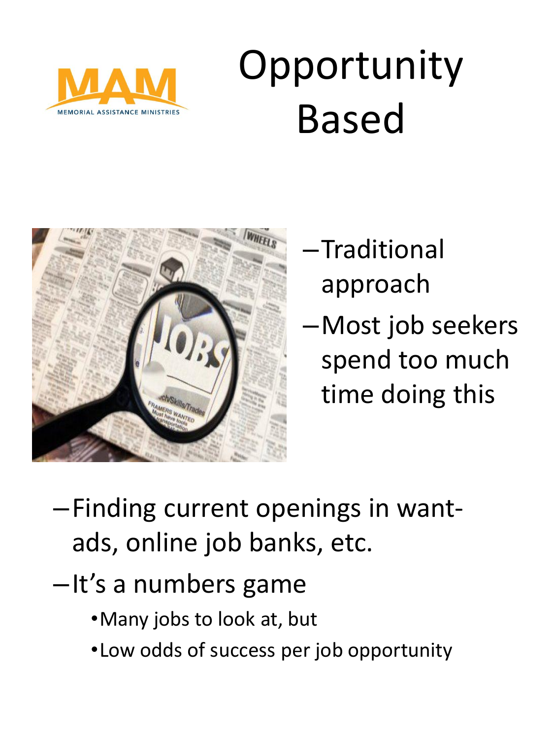MEMORIAL ASSISTANCE MINISTRIES

# Opportunity Based

- Traditional approach
- Most job seekers spend too much time doing this
- Finding current openings in want-ads, online job banks, etc.
- It's a numbers game
  - Many jobs to look at, but
  - Low odds of success per job opportunity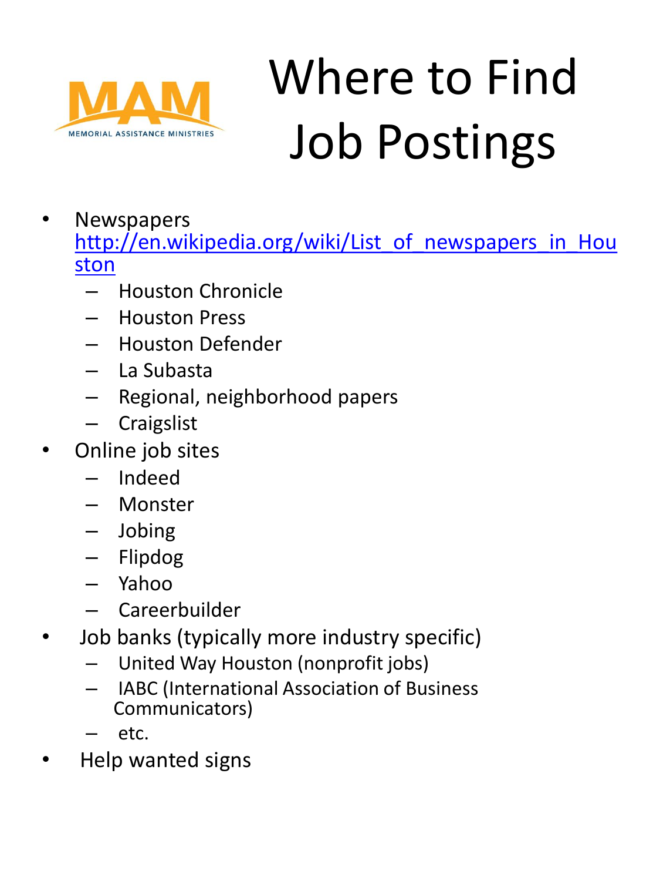MEMORIAL ASSISTANCE MINISTRIES

# Where to Find Job Postings

- Newspapers http://en.wikipedia.org/wiki/List_of_newspapers_in_Houston
  - Houston Chronicle
  - Houston Press
  - Houston Defender
  - La Subasta
  - Regional, neighborhood papers
  - Craigslist
- Online job sites
  - Indeed
  - Monster
  - Jobing
  - Flipdog
  - Yahoo
  - Careerbuilder
- Job banks (typically more industry specific)
  - United Way Houston (nonprofit jobs)
  - IABC (International Association of Business Communicators)
  - etc.
- Help wanted signs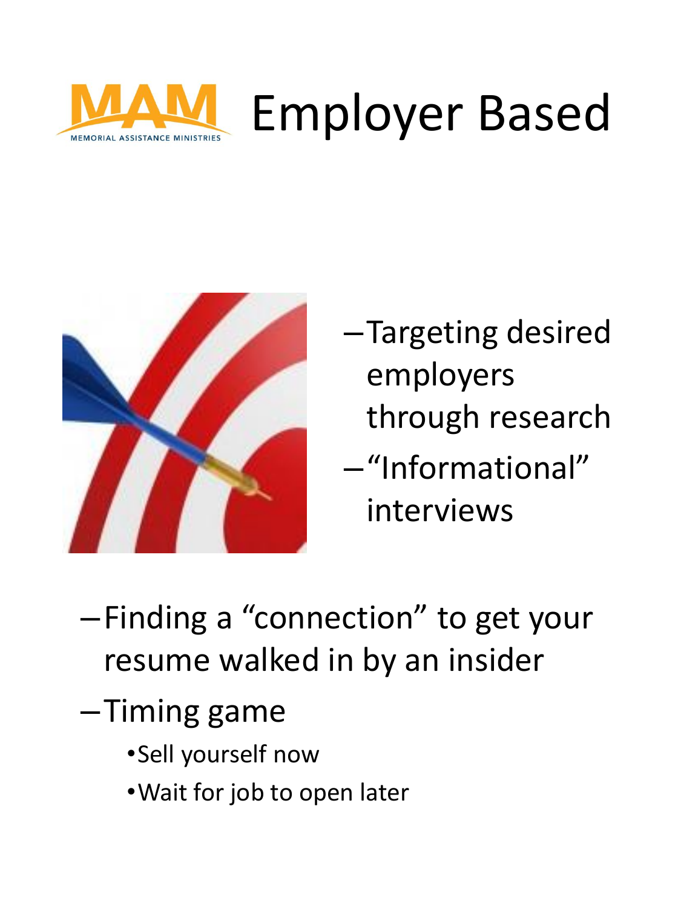# Employer Based

- Targeting desired employers through research
- "Informational" interviews
- Finding a "connection" to get your resume walked in by an insider
- Timing game
  - Sell yourself now
  - Wait for job to open later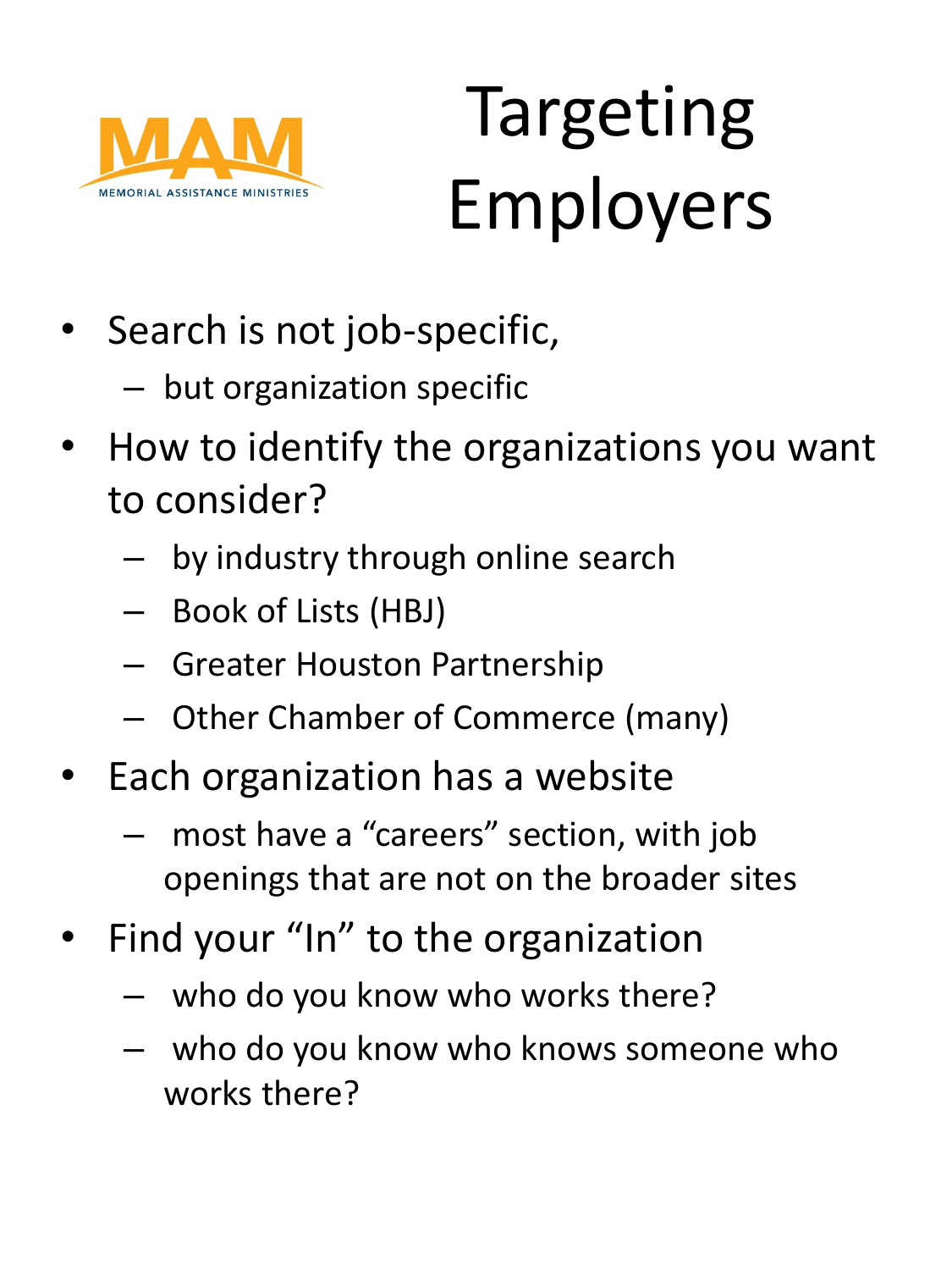MAM

MEMORIAL ASSISTANCE MINISTRIES

# Targeting Employers

- Search is not job-specific,
  - but organization specific
- How to identify the organizations you want to consider?
  - by industry through online search
  - Book of Lists (HBJ)
  - Greater Houston Partnership
  - Other Chamber of Commerce (many)
- Each organization has a website
  - most have a "careers" section, with job openings that are not on the broader sites
- Find your "In" to the organization
  - who do you know who works there?
  - who do you know who knows someone who works there?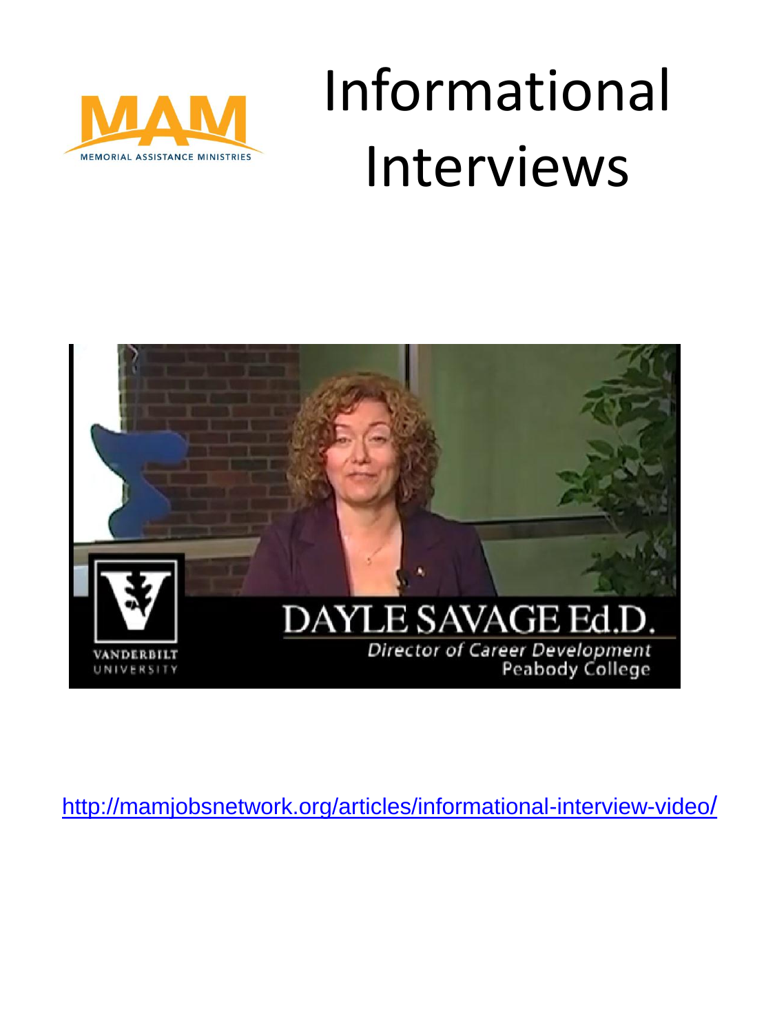# Informational Interviews

http://mamjobsnetwork.org/articles/informational-interview-video/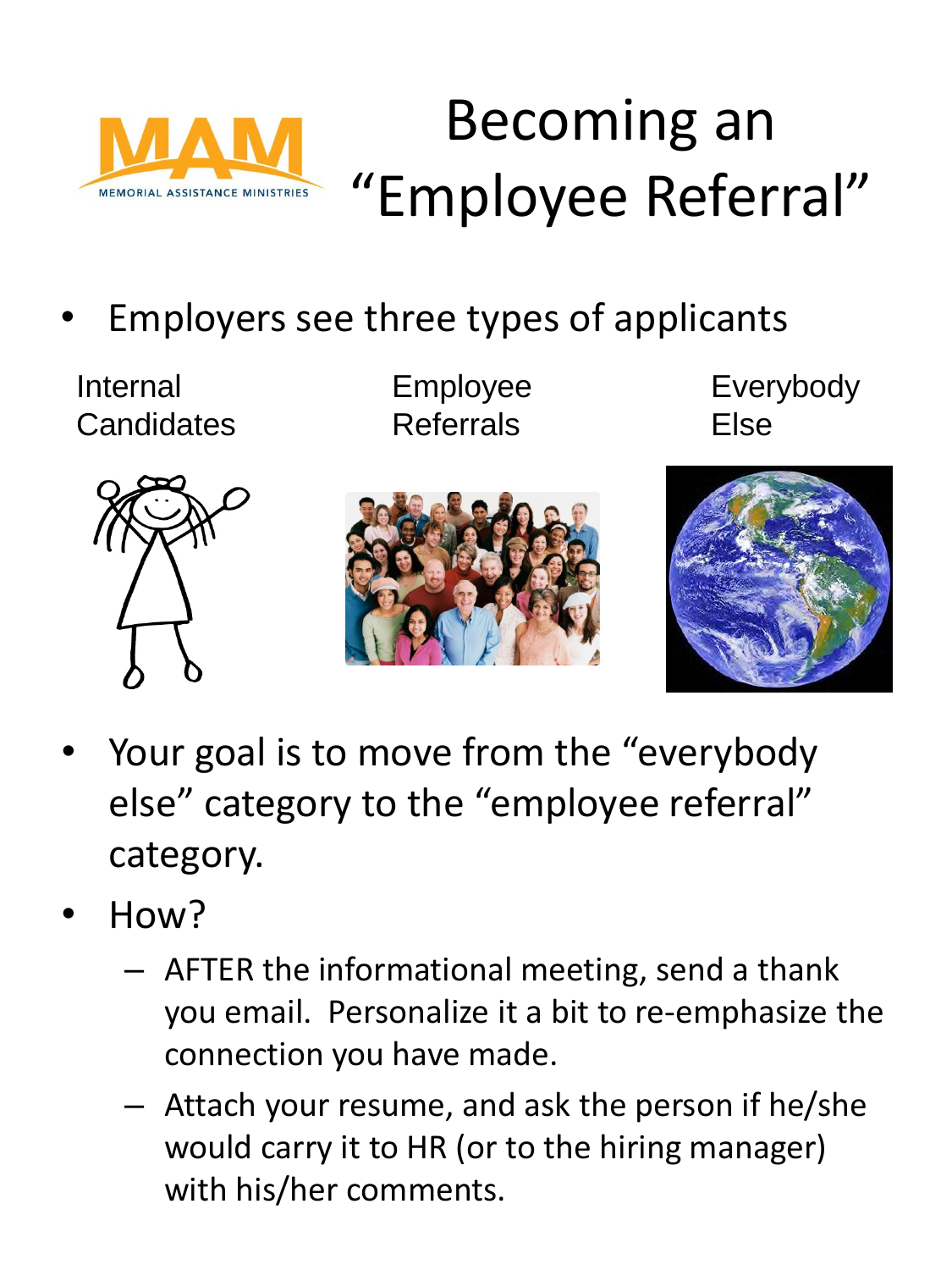MAM
MEMORIAL ASSISTANCE MINISTRIES

# Becoming an "Employee Referral"

- Employers see three types of applicants

| Internal Candidates | Employee Referrals | Everybody Else |
|---|---|---|

- Your goal is to move from the "everybody else" category to the "employee referral" category.
- How?
  - AFTER the informational meeting, send a thank you email. Personalize it a bit to re-emphasize the connection you have made.
  - Attach your resume, and ask the person if he/she would carry it to HR (or to the hiring manager) with his/her comments.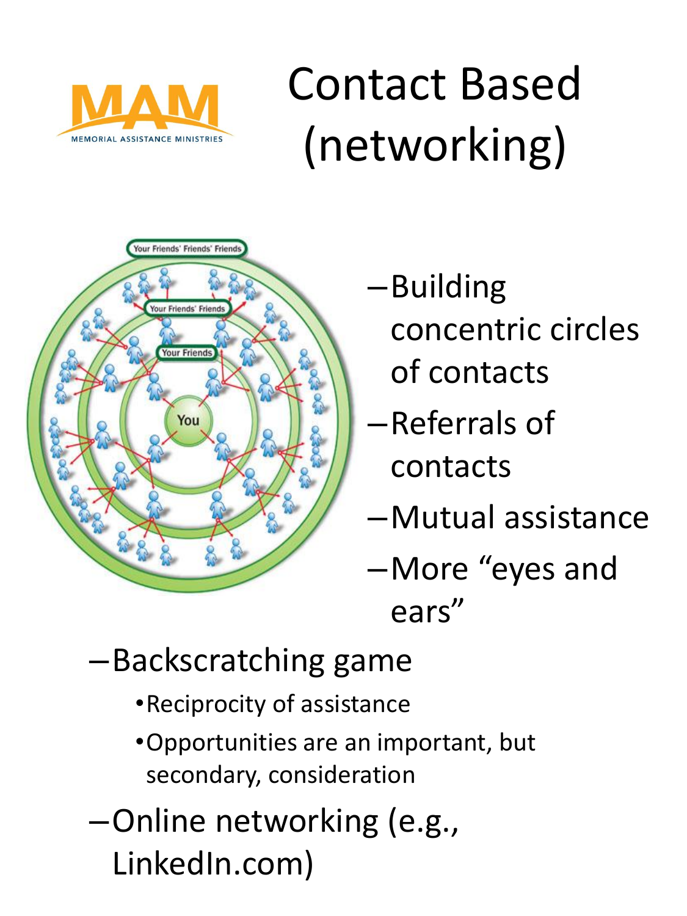# Contact Based (networking)

- Building concentric circles of contacts
- Referrals of contacts
- Mutual assistance
- More "eyes and ears"
- Backscratching game
  - Reciprocity of assistance
  - Opportunities are an important, but secondary, consideration
- Online networking (e.g., LinkedIn.com)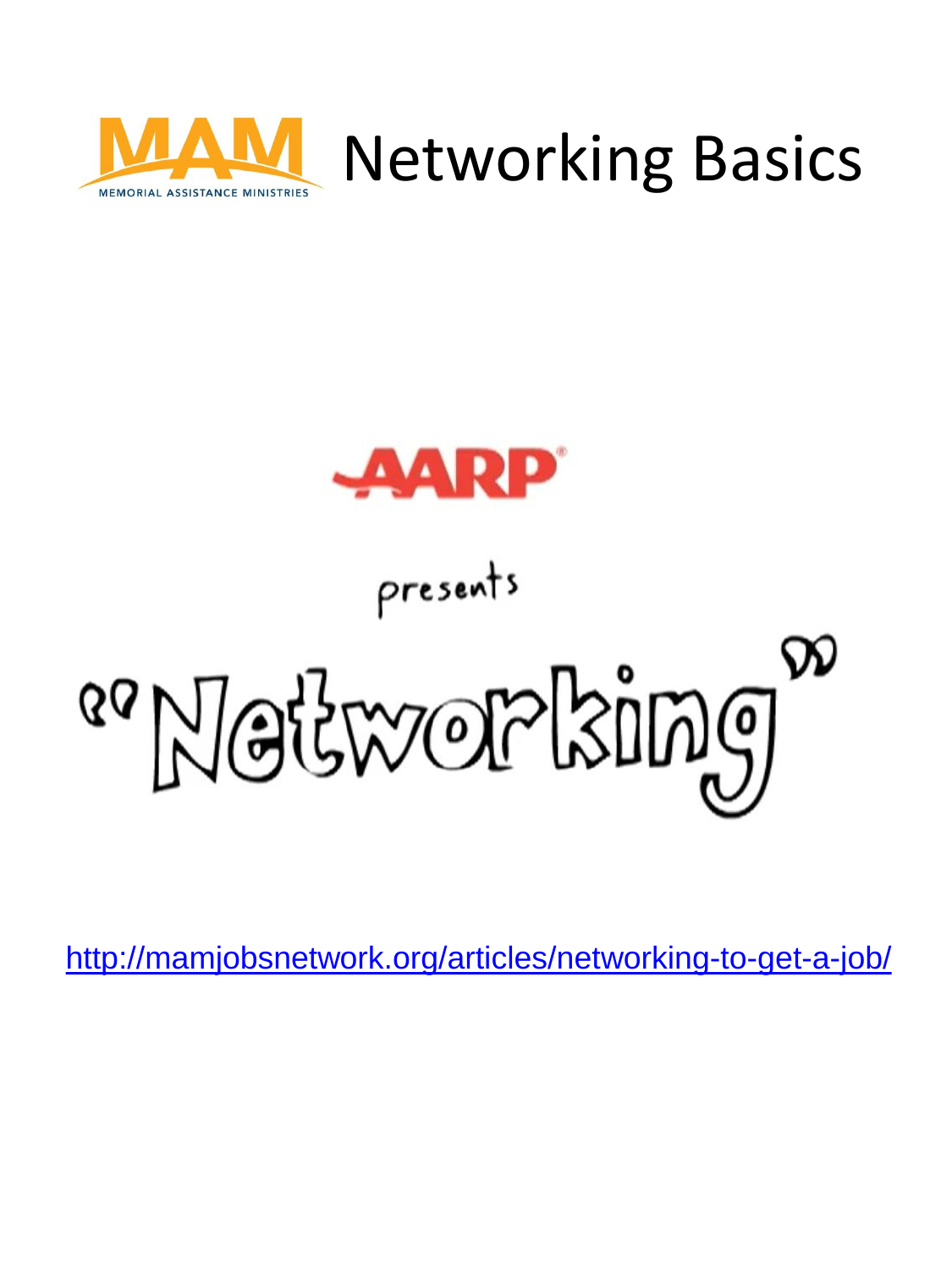# Networking Basics

AARP

presents

"Networking"

http://mamjobsnetwork.org/articles/networking-to-get-a-job/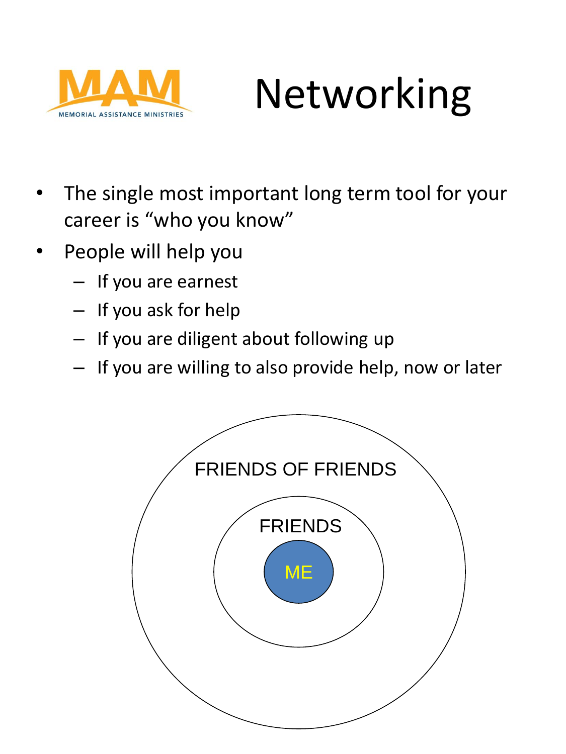MAM
MEMORIAL ASSISTANCE MINISTRIES

# Networking

- The single most important long term tool for your career is “who you know”
- People will help you
  - If you are earnest
  - If you ask for help
  - If you are diligent about following up
  - If you are willing to also provide help, now or later

FRIENDS OF FRIENDS

FRIENDS

ME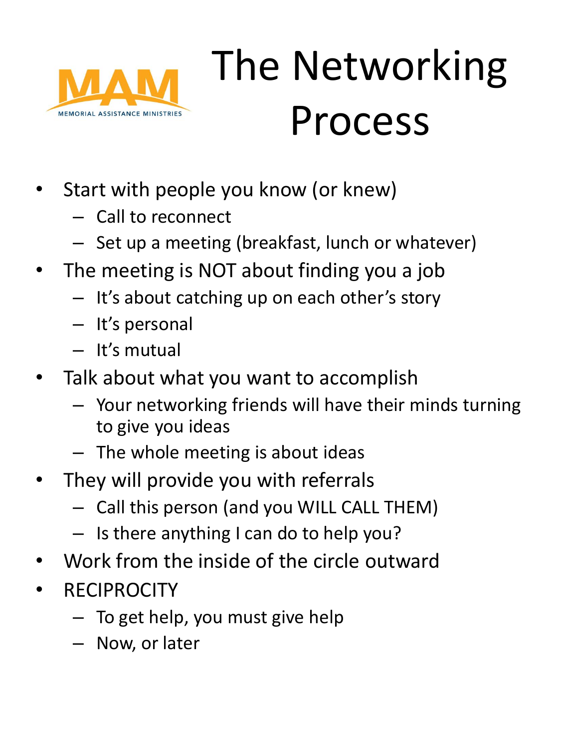MAM MEMORIAL ASSISTANCE MINISTRIES

# The Networking Process

- Start with people you know (or knew)
  - Call to reconnect
  - Set up a meeting (breakfast, lunch or whatever)
- The meeting is NOT about finding you a job
  - It's about catching up on each other's story
  - It's personal
  - It's mutual
- Talk about what you want to accomplish
  - Your networking friends will have their minds turning to give you ideas
  - The whole meeting is about ideas
- They will provide you with referrals
  - Call this person (and you WILL CALL THEM)
  - Is there anything I can do to help you?
- Work from the inside of the circle outward
- RECIPROCITY
  - To get help, you must give help
  - Now, or later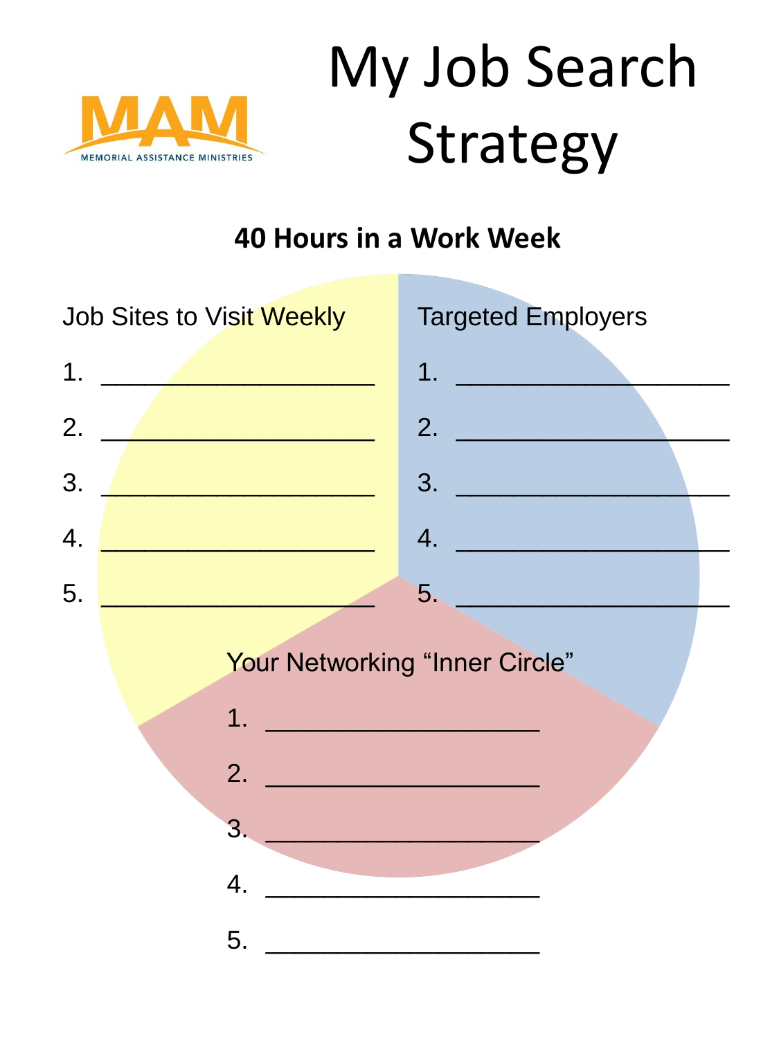MAM
MEMORIAL ASSISTANCE MINISTRIES

# My Job Search Strategy

**40 Hours in a Work Week**

Job Sites to Visit Weekly

1. ____________________
2. ____________________
3. ____________________
4. ____________________
5. ____________________

Targeted Employers

1. ____________________
2. ____________________
3. ____________________
4. ____________________
5. ____________________

Your Networking "Inner Circle"

1. ____________________
2. ____________________
3. ____________________
4. ____________________
5. ____________________